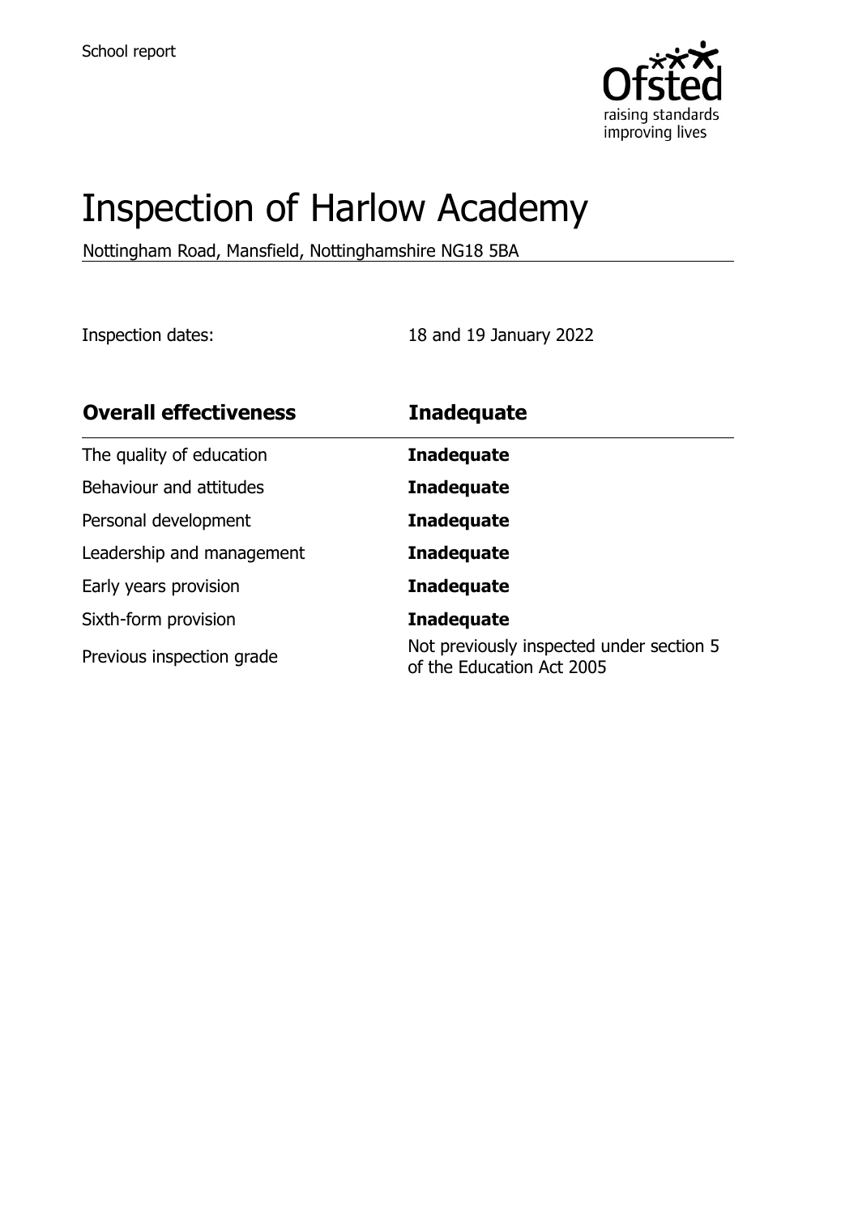School report

# Inspection of Harlow Academy

Nottingham Road, Mansfield, Nottinghamshire NG18 5BA

Inspection dates: 18 and 19 January 2022

| **Overall effectiveness** | **Inadequate** |
| --- | --- |
| The quality of education | **Inadequate** |
| Behaviour and attitudes | **Inadequate** |
| Personal development | **Inadequate** |
| Leadership and management | **Inadequate** |
| Early years provision | **Inadequate** |
| Sixth-form provision | **Inadequate** |
| Previous inspection grade | Not previously inspected under section 5 of the Education Act 2005 |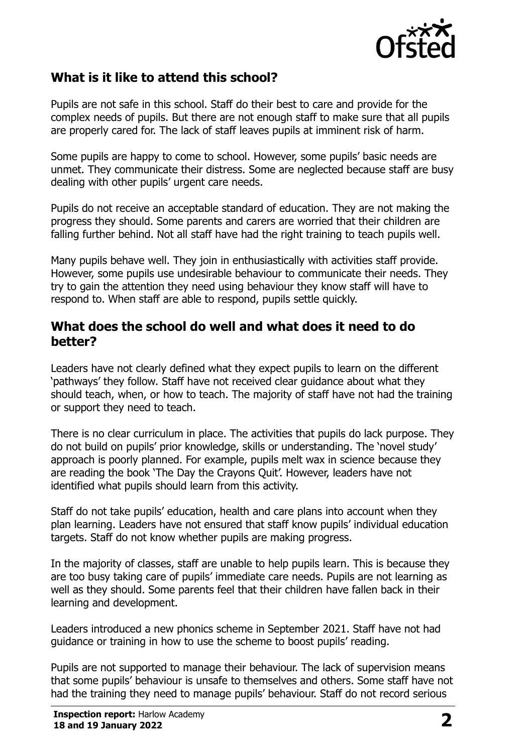## What is it like to attend this school?

Pupils are not safe in this school. Staff do their best to care and provide for the complex needs of pupils. But there are not enough staff to make sure that all pupils are properly cared for. The lack of staff leaves pupils at imminent risk of harm.

Some pupils are happy to come to school. However, some pupils' basic needs are unmet. They communicate their distress. Some are neglected because staff are busy dealing with other pupils' urgent care needs.

Pupils do not receive an acceptable standard of education. They are not making the progress they should. Some parents and carers are worried that their children are falling further behind. Not all staff have had the right training to teach pupils well.

Many pupils behave well. They join in enthusiastically with activities staff provide. However, some pupils use undesirable behaviour to communicate their needs. They try to gain the attention they need using behaviour they know staff will have to respond to. When staff are able to respond, pupils settle quickly.

## What does the school do well and what does it need to do better?

Leaders have not clearly defined what they expect pupils to learn on the different 'pathways' they follow. Staff have not received clear guidance about what they should teach, when, or how to teach. The majority of staff have not had the training or support they need to teach.

There is no clear curriculum in place. The activities that pupils do lack purpose. They do not build on pupils' prior knowledge, skills or understanding. The 'novel study' approach is poorly planned. For example, pupils melt wax in science because they are reading the book 'The Day the Crayons Quit'. However, leaders have not identified what pupils should learn from this activity.

Staff do not take pupils' education, health and care plans into account when they plan learning. Leaders have not ensured that staff know pupils' individual education targets. Staff do not know whether pupils are making progress.

In the majority of classes, staff are unable to help pupils learn. This is because they are too busy taking care of pupils' immediate care needs. Pupils are not learning as well as they should. Some parents feel that their children have fallen back in their learning and development.

Leaders introduced a new phonics scheme in September 2021. Staff have not had guidance or training in how to use the scheme to boost pupils' reading.

Pupils are not supported to manage their behaviour. The lack of supervision means that some pupils' behaviour is unsafe to themselves and others. Some staff have not had the training they need to manage pupils' behaviour. Staff do not record serious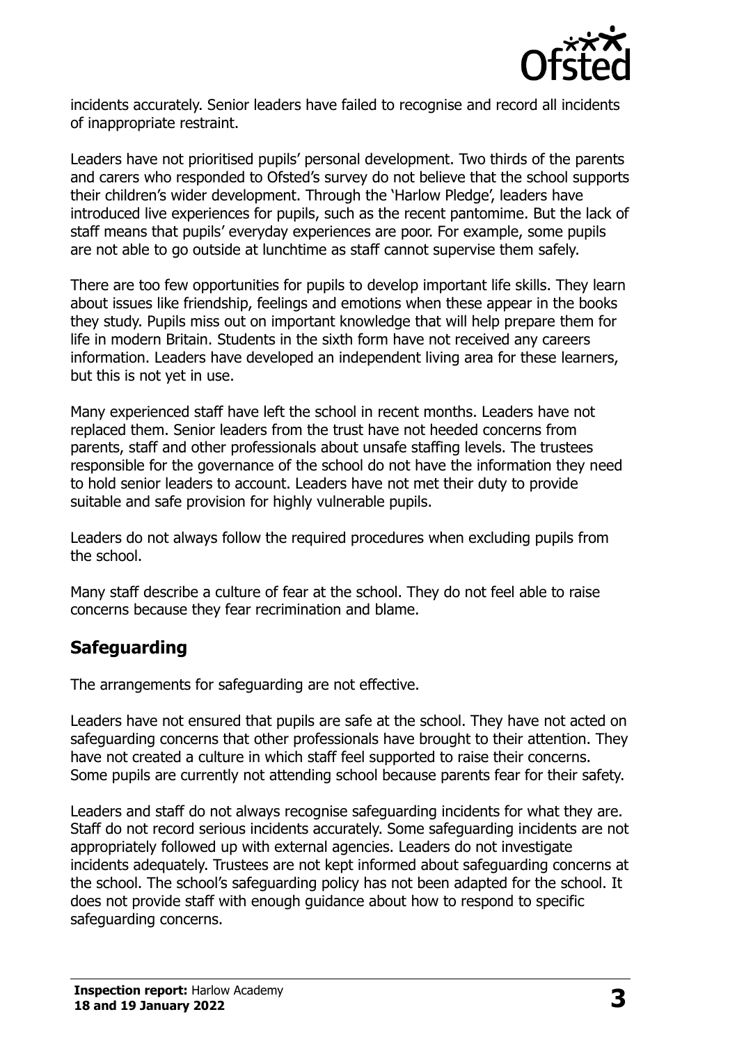incidents accurately. Senior leaders have failed to recognise and record all incidents of inappropriate restraint.

Leaders have not prioritised pupils' personal development. Two thirds of the parents and carers who responded to Ofsted's survey do not believe that the school supports their children's wider development. Through the 'Harlow Pledge', leaders have introduced live experiences for pupils, such as the recent pantomime. But the lack of staff means that pupils' everyday experiences are poor. For example, some pupils are not able to go outside at lunchtime as staff cannot supervise them safely.

There are too few opportunities for pupils to develop important life skills. They learn about issues like friendship, feelings and emotions when these appear in the books they study. Pupils miss out on important knowledge that will help prepare them for life in modern Britain. Students in the sixth form have not received any careers information. Leaders have developed an independent living area for these learners, but this is not yet in use.

Many experienced staff have left the school in recent months. Leaders have not replaced them. Senior leaders from the trust have not heeded concerns from parents, staff and other professionals about unsafe staffing levels. The trustees responsible for the governance of the school do not have the information they need to hold senior leaders to account. Leaders have not met their duty to provide suitable and safe provision for highly vulnerable pupils.

Leaders do not always follow the required procedures when excluding pupils from the school.

Many staff describe a culture of fear at the school. They do not feel able to raise concerns because they fear recrimination and blame.

## Safeguarding

The arrangements for safeguarding are not effective.

Leaders have not ensured that pupils are safe at the school. They have not acted on safeguarding concerns that other professionals have brought to their attention. They have not created a culture in which staff feel supported to raise their concerns. Some pupils are currently not attending school because parents fear for their safety.

Leaders and staff do not always recognise safeguarding incidents for what they are. Staff do not record serious incidents accurately. Some safeguarding incidents are not appropriately followed up with external agencies. Leaders do not investigate incidents adequately. Trustees are not kept informed about safeguarding concerns at the school. The school's safeguarding policy has not been adapted for the school. It does not provide staff with enough guidance about how to respond to specific safeguarding concerns.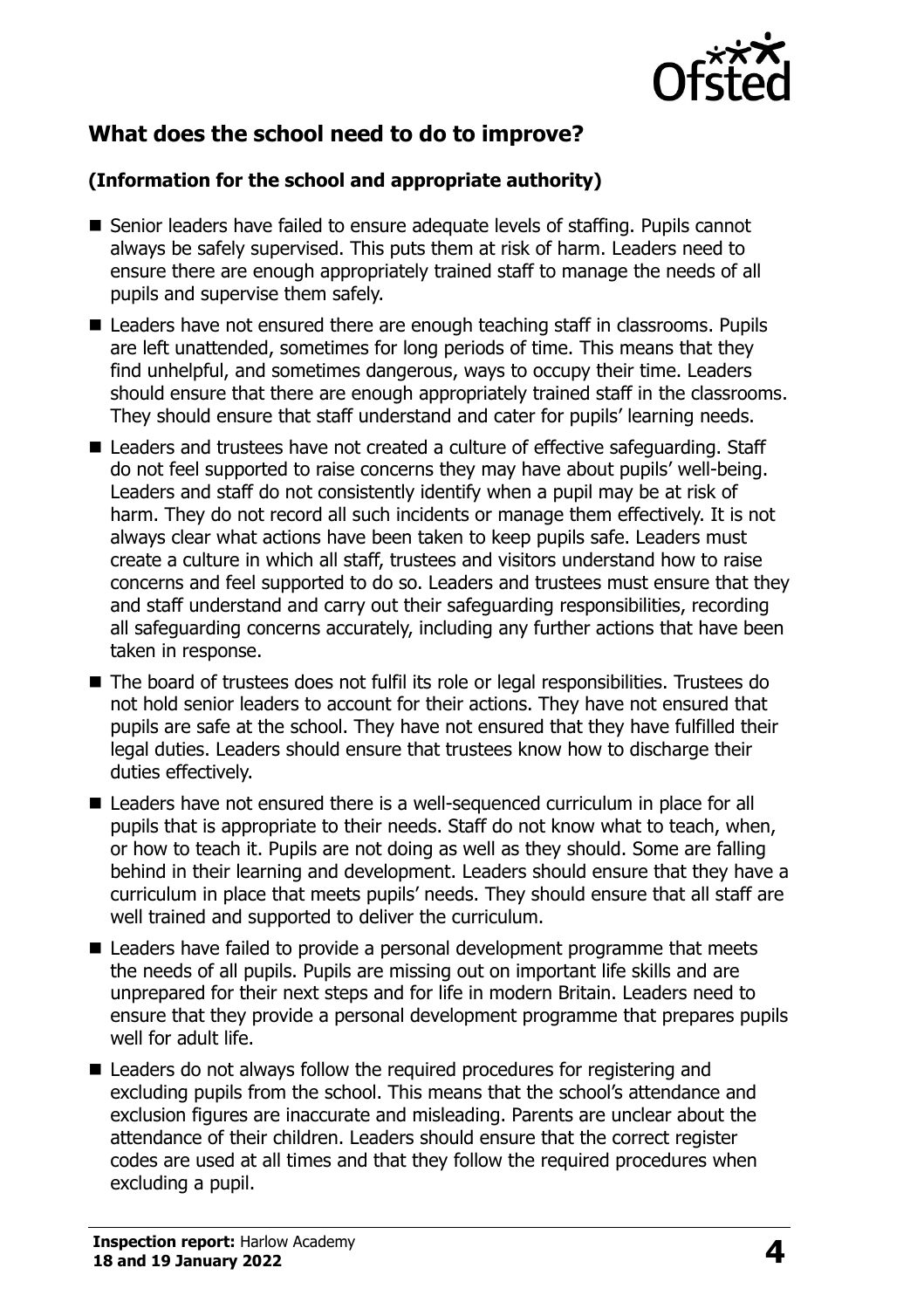## What does the school need to do to improve?

### (Information for the school and appropriate authority)

- Senior leaders have failed to ensure adequate levels of staffing. Pupils cannot always be safely supervised. This puts them at risk of harm. Leaders need to ensure there are enough appropriately trained staff to manage the needs of all pupils and supervise them safely.
- Leaders have not ensured there are enough teaching staff in classrooms. Pupils are left unattended, sometimes for long periods of time. This means that they find unhelpful, and sometimes dangerous, ways to occupy their time. Leaders should ensure that there are enough appropriately trained staff in the classrooms. They should ensure that staff understand and cater for pupils' learning needs.
- Leaders and trustees have not created a culture of effective safeguarding. Staff do not feel supported to raise concerns they may have about pupils' well-being. Leaders and staff do not consistently identify when a pupil may be at risk of harm. They do not record all such incidents or manage them effectively. It is not always clear what actions have been taken to keep pupils safe. Leaders must create a culture in which all staff, trustees and visitors understand how to raise concerns and feel supported to do so. Leaders and trustees must ensure that they and staff understand and carry out their safeguarding responsibilities, recording all safeguarding concerns accurately, including any further actions that have been taken in response.
- The board of trustees does not fulfil its role or legal responsibilities. Trustees do not hold senior leaders to account for their actions. They have not ensured that pupils are safe at the school. They have not ensured that they have fulfilled their legal duties. Leaders should ensure that trustees know how to discharge their duties effectively.
- Leaders have not ensured there is a well-sequenced curriculum in place for all pupils that is appropriate to their needs. Staff do not know what to teach, when, or how to teach it. Pupils are not doing as well as they should. Some are falling behind in their learning and development. Leaders should ensure that they have a curriculum in place that meets pupils' needs. They should ensure that all staff are well trained and supported to deliver the curriculum.
- Leaders have failed to provide a personal development programme that meets the needs of all pupils. Pupils are missing out on important life skills and are unprepared for their next steps and for life in modern Britain. Leaders need to ensure that they provide a personal development programme that prepares pupils well for adult life.
- Leaders do not always follow the required procedures for registering and excluding pupils from the school. This means that the school's attendance and exclusion figures are inaccurate and misleading. Parents are unclear about the attendance of their children. Leaders should ensure that the correct register codes are used at all times and that they follow the required procedures when excluding a pupil.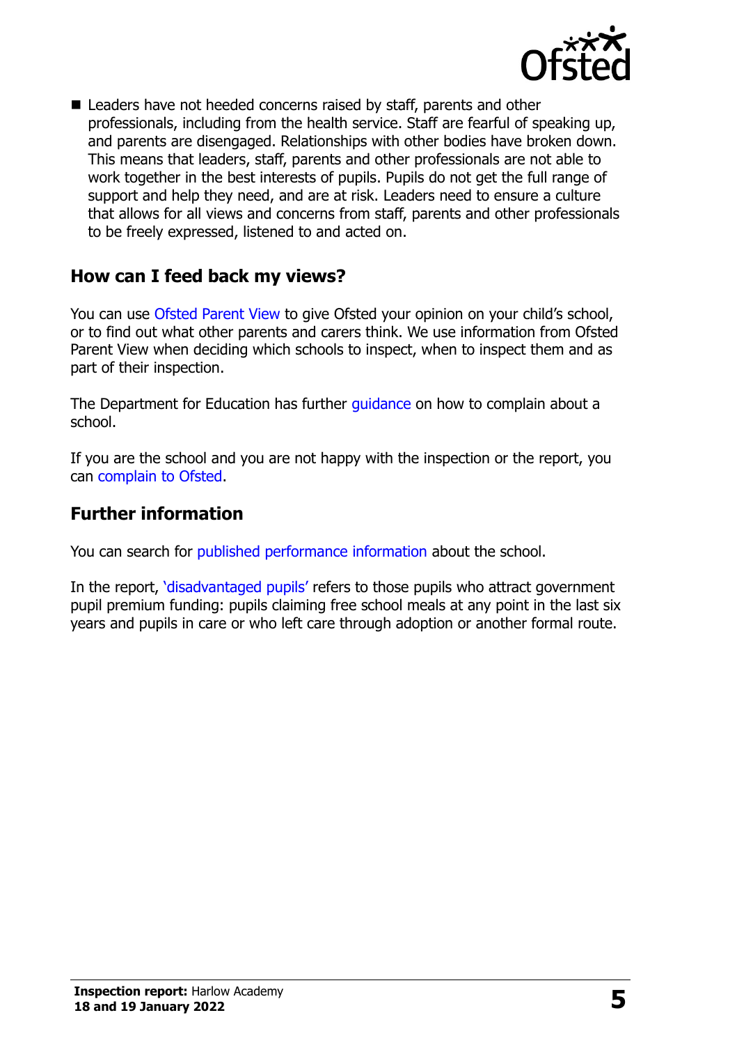- Leaders have not heeded concerns raised by staff, parents and other professionals, including from the health service. Staff are fearful of speaking up, and parents are disengaged. Relationships with other bodies have broken down. This means that leaders, staff, parents and other professionals are not able to work together in the best interests of pupils. Pupils do not get the full range of support and help they need, and are at risk. Leaders need to ensure a culture that allows for all views and concerns from staff, parents and other professionals to be freely expressed, listened to and acted on.

## How can I feed back my views?

You can use Ofsted Parent View to give Ofsted your opinion on your child's school, or to find out what other parents and carers think. We use information from Ofsted Parent View when deciding which schools to inspect, when to inspect them and as part of their inspection.

The Department for Education has further guidance on how to complain about a school.

If you are the school and you are not happy with the inspection or the report, you can complain to Ofsted.

## Further information

You can search for published performance information about the school.

In the report, 'disadvantaged pupils' refers to those pupils who attract government pupil premium funding: pupils claiming free school meals at any point in the last six years and pupils in care or who left care through adoption or another formal route.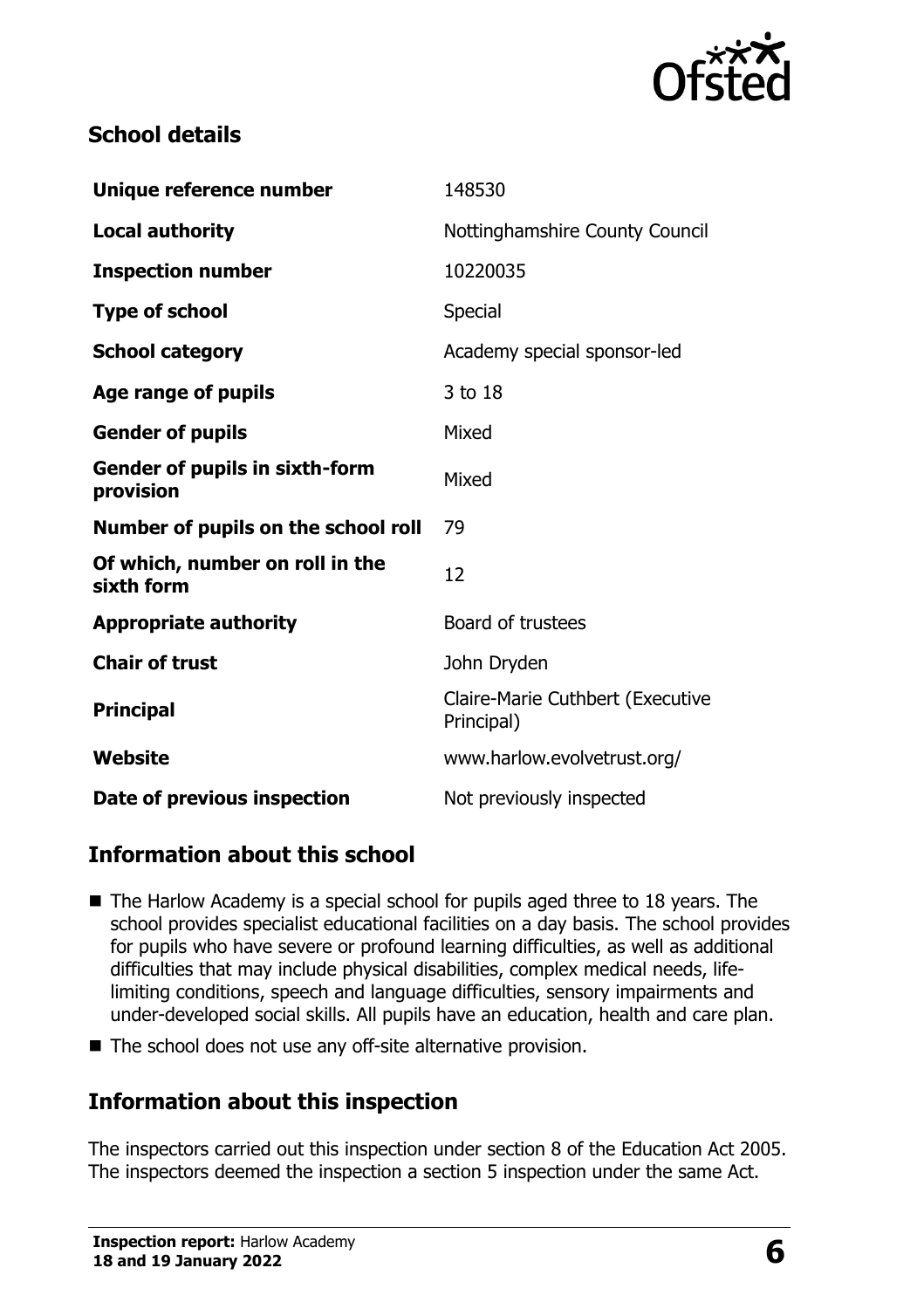## School details

| | |
|---|---|
| **Unique reference number** | 148530 |
| **Local authority** | Nottinghamshire County Council |
| **Inspection number** | 10220035 |
| **Type of school** | Special |
| **School category** | Academy special sponsor-led |
| **Age range of pupils** | 3 to 18 |
| **Gender of pupils** | Mixed |
| **Gender of pupils in sixth-form provision** | Mixed |
| **Number of pupils on the school roll** | 79 |
| **Of which, number on roll in the sixth form** | 12 |
| **Appropriate authority** | Board of trustees |
| **Chair of trust** | John Dryden |
| **Principal** | Claire-Marie Cuthbert (Executive Principal) |
| **Website** | www.harlow.evolvetrust.org/ |
| **Date of previous inspection** | Not previously inspected |

## Information about this school

- The Harlow Academy is a special school for pupils aged three to 18 years. The school provides specialist educational facilities on a day basis. The school provides for pupils who have severe or profound learning difficulties, as well as additional difficulties that may include physical disabilities, complex medical needs, life-limiting conditions, speech and language difficulties, sensory impairments and under-developed social skills. All pupils have an education, health and care plan.
- The school does not use any off-site alternative provision.

## Information about this inspection

The inspectors carried out this inspection under section 8 of the Education Act 2005. The inspectors deemed the inspection a section 5 inspection under the same Act.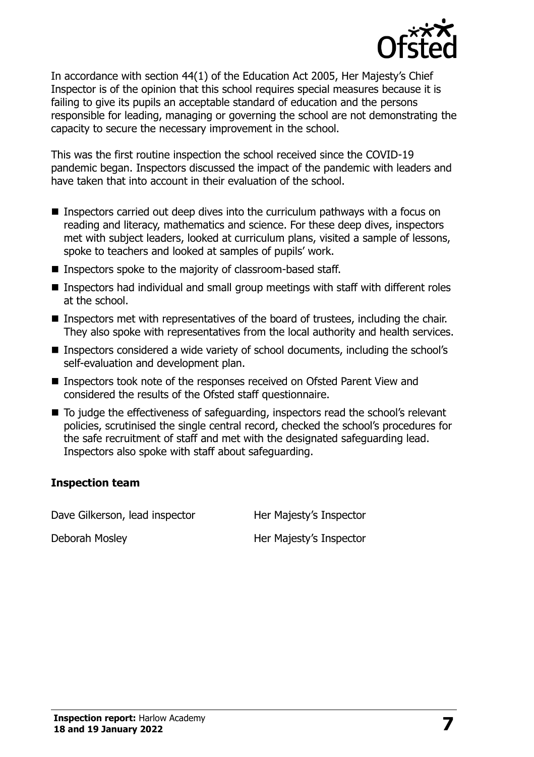In accordance with section 44(1) of the Education Act 2005, Her Majesty's Chief Inspector is of the opinion that this school requires special measures because it is failing to give its pupils an acceptable standard of education and the persons responsible for leading, managing or governing the school are not demonstrating the capacity to secure the necessary improvement in the school.

This was the first routine inspection the school received since the COVID-19 pandemic began. Inspectors discussed the impact of the pandemic with leaders and have taken that into account in their evaluation of the school.

- Inspectors carried out deep dives into the curriculum pathways with a focus on reading and literacy, mathematics and science. For these deep dives, inspectors met with subject leaders, looked at curriculum plans, visited a sample of lessons, spoke to teachers and looked at samples of pupils' work.
- Inspectors spoke to the majority of classroom-based staff.
- Inspectors had individual and small group meetings with staff with different roles at the school.
- Inspectors met with representatives of the board of trustees, including the chair. They also spoke with representatives from the local authority and health services.
- Inspectors considered a wide variety of school documents, including the school's self-evaluation and development plan.
- Inspectors took note of the responses received on Ofsted Parent View and considered the results of the Ofsted staff questionnaire.
- To judge the effectiveness of safeguarding, inspectors read the school's relevant policies, scrutinised the single central record, checked the school's procedures for the safe recruitment of staff and met with the designated safeguarding lead. Inspectors also spoke with staff about safeguarding.

### Inspection team

| | |
|---|---|
| Dave Gilkerson, lead inspector | Her Majesty's Inspector |
| Deborah Mosley | Her Majesty's Inspector |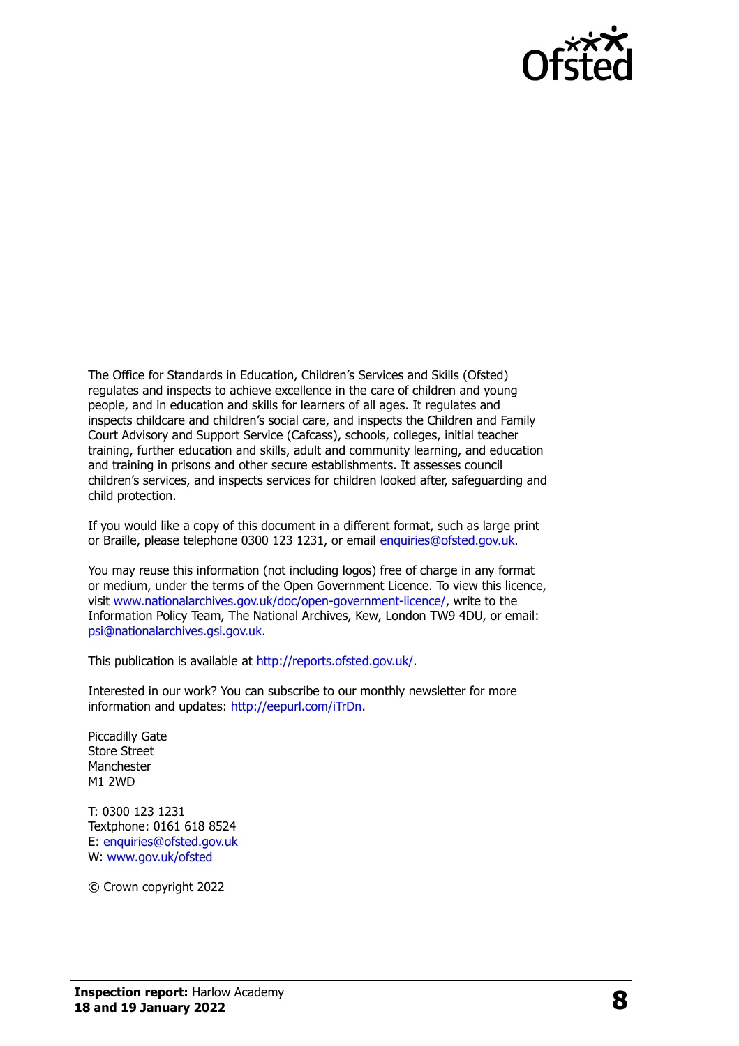The Office for Standards in Education, Children's Services and Skills (Ofsted) regulates and inspects to achieve excellence in the care of children and young people, and in education and skills for learners of all ages. It regulates and inspects childcare and children's social care, and inspects the Children and Family Court Advisory and Support Service (Cafcass), schools, colleges, initial teacher training, further education and skills, adult and community learning, and education and training in prisons and other secure establishments. It assesses council children's services, and inspects services for children looked after, safeguarding and child protection.

If you would like a copy of this document in a different format, such as large print or Braille, please telephone 0300 123 1231, or email enquiries@ofsted.gov.uk.

You may reuse this information (not including logos) free of charge in any format or medium, under the terms of the Open Government Licence. To view this licence, visit www.nationalarchives.gov.uk/doc/open-government-licence/, write to the Information Policy Team, The National Archives, Kew, London TW9 4DU, or email: psi@nationalarchives.gsi.gov.uk.

This publication is available at http://reports.ofsted.gov.uk/.

Interested in our work? You can subscribe to our monthly newsletter for more information and updates: http://eepurl.com/iTrDn.

Piccadilly Gate
Store Street
Manchester
M1 2WD

T: 0300 123 1231
Textphone: 0161 618 8524
E: enquiries@ofsted.gov.uk
W: www.gov.uk/ofsted

© Crown copyright 2022